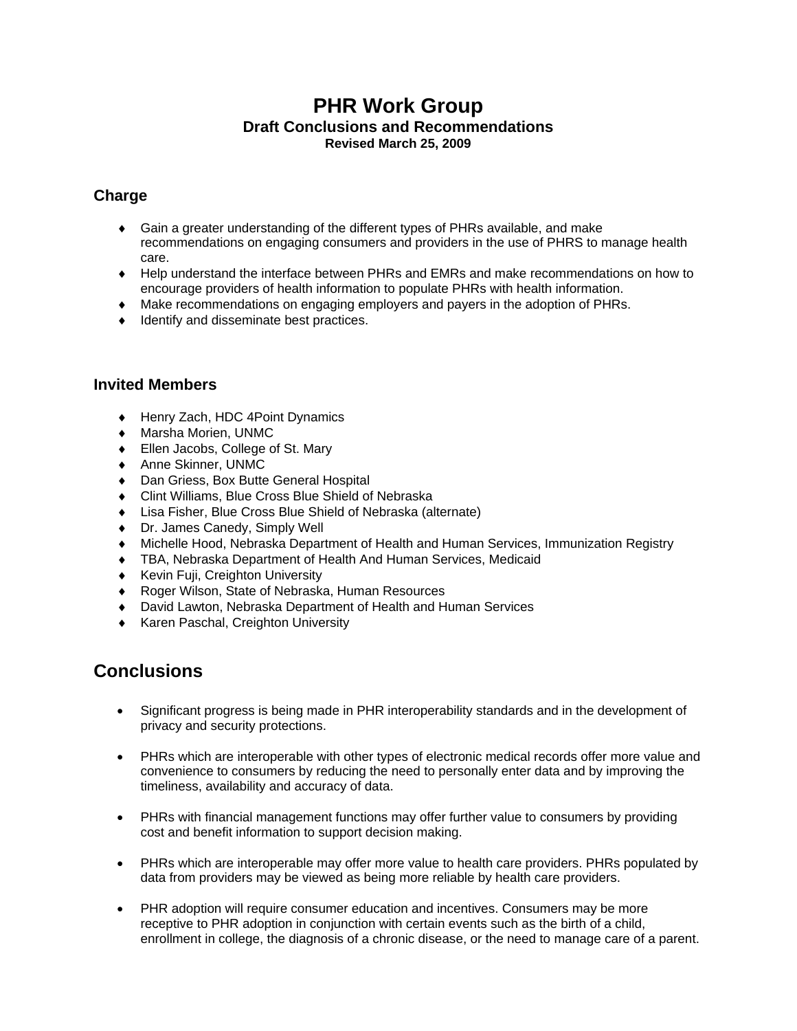# PHR Work Group

### Draft Conclusions and Recommendations

**Revised March 25, 2009**

## Charge

- Gain a greater understanding of the different types of PHRs available, and make recommendations on engaging consumers and providers in the use of PHRS to manage health care.
- Help understand the interface between PHRs and EMRs and make recommendations on how to encourage providers of health information to populate PHRs with health information.
- Make recommendations on engaging employers and payers in the adoption of PHRs.
- Identify and disseminate best practices.

## Invited Members

- Henry Zach, HDC 4Point Dynamics
- Marsha Morien, UNMC
- Ellen Jacobs, College of St. Mary
- Anne Skinner, UNMC
- Dan Griess, Box Butte General Hospital
- Clint Williams, Blue Cross Blue Shield of Nebraska
- Lisa Fisher, Blue Cross Blue Shield of Nebraska (alternate)
- Dr. James Canedy, Simply Well
- Michelle Hood, Nebraska Department of Health and Human Services, Immunization Registry
- TBA, Nebraska Department of Health And Human Services, Medicaid
- Kevin Fuji, Creighton University
- Roger Wilson, State of Nebraska, Human Resources
- David Lawton, Nebraska Department of Health and Human Services
- Karen Paschal, Creighton University

# Conclusions

- Significant progress is being made in PHR interoperability standards and in the development of privacy and security protections.

- PHRs which are interoperable with other types of electronic medical records offer more value and convenience to consumers by reducing the need to personally enter data and by improving the timeliness, availability and accuracy of data.

- PHRs with financial management functions may offer further value to consumers by providing cost and benefit information to support decision making.

- PHRs which are interoperable may offer more value to health care providers. PHRs populated by data from providers may be viewed as being more reliable by health care providers.

- PHR adoption will require consumer education and incentives. Consumers may be more receptive to PHR adoption in conjunction with certain events such as the birth of a child, enrollment in college, the diagnosis of a chronic disease, or the need to manage care of a parent.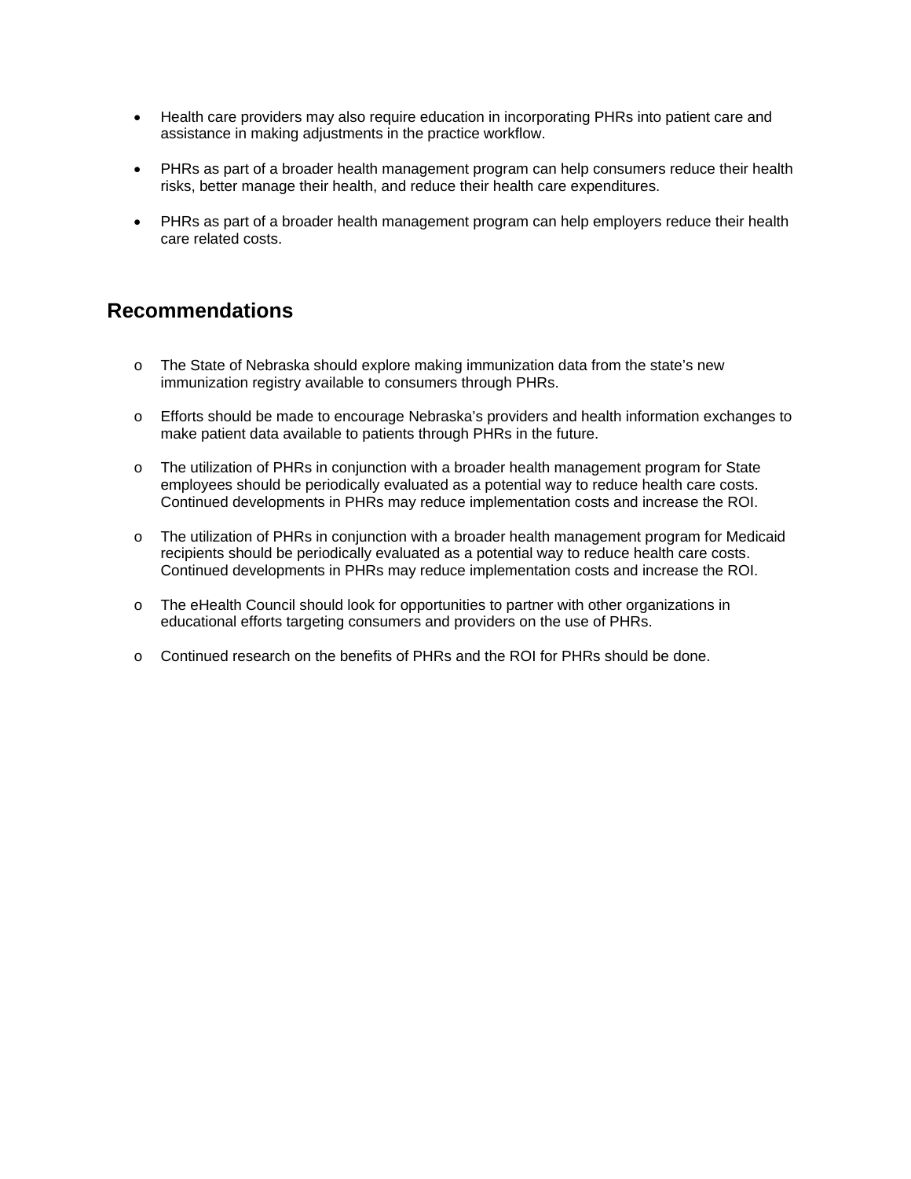- Health care providers may also require education in incorporating PHRs into patient care and assistance in making adjustments in the practice workflow.

- PHRs as part of a broader health management program can help consumers reduce their health risks, better manage their health, and reduce their health care expenditures.

- PHRs as part of a broader health management program can help employers reduce their health care related costs.

## Recommendations

- The State of Nebraska should explore making immunization data from the state's new immunization registry available to consumers through PHRs.

- Efforts should be made to encourage Nebraska's providers and health information exchanges to make patient data available to patients through PHRs in the future.

- The utilization of PHRs in conjunction with a broader health management program for State employees should be periodically evaluated as a potential way to reduce health care costs. Continued developments in PHRs may reduce implementation costs and increase the ROI.

- The utilization of PHRs in conjunction with a broader health management program for Medicaid recipients should be periodically evaluated as a potential way to reduce health care costs. Continued developments in PHRs may reduce implementation costs and increase the ROI.

- The eHealth Council should look for opportunities to partner with other organizations in educational efforts targeting consumers and providers on the use of PHRs.

- Continued research on the benefits of PHRs and the ROI for PHRs should be done.